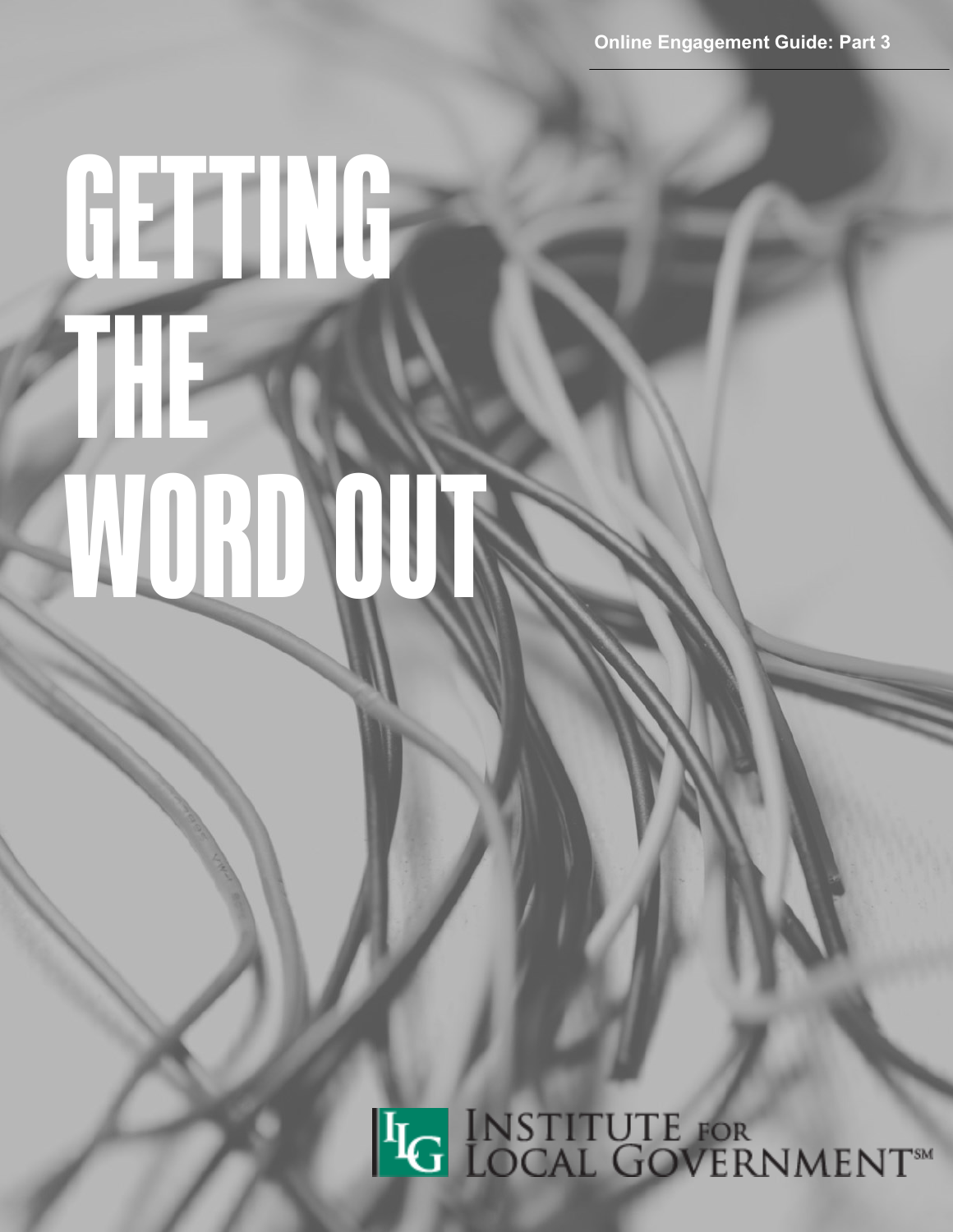Online Engagement Guide: Part 3

# GETTING THE WORD OUT

INSTITUTE FOR LOCAL GOVERNMENT℠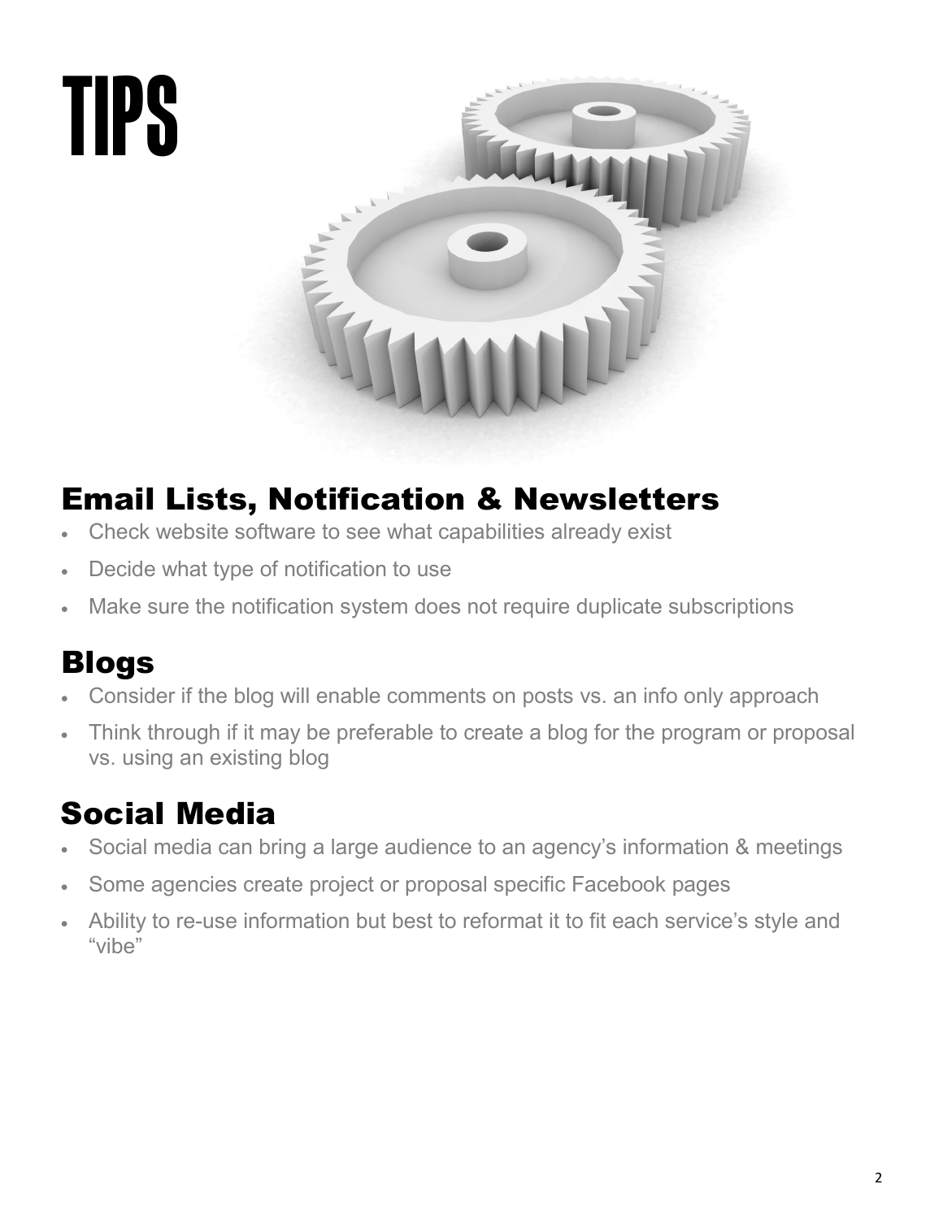# TIPS

## Email Lists, Notification & Newsletters

- Check website software to see what capabilities already exist
- Decide what type of notification to use
- Make sure the notification system does not require duplicate subscriptions

## Blogs

- Consider if the blog will enable comments on posts vs. an info only approach
- Think through if it may be preferable to create a blog for the program or proposal vs. using an existing blog

## Social Media

- Social media can bring a large audience to an agency's information & meetings
- Some agencies create project or proposal specific Facebook pages
- Ability to re-use information but best to reformat it to fit each service's style and "vibe"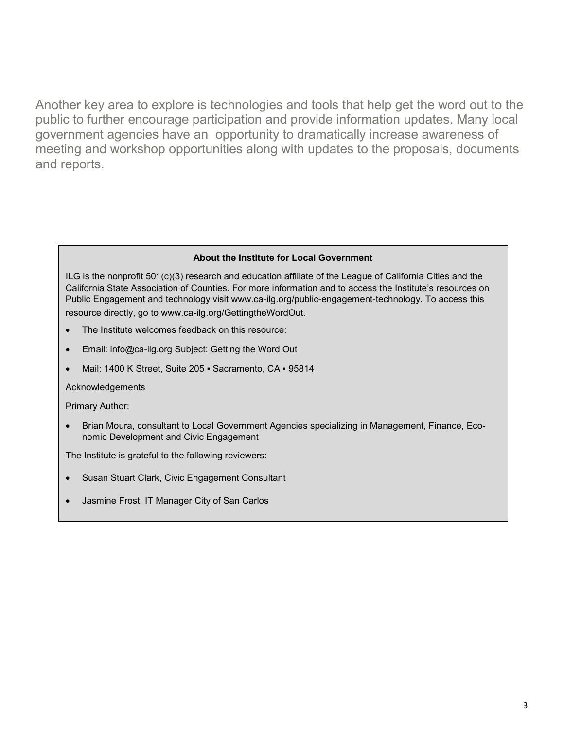Another key area to explore is technologies and tools that help get the word out to the public to further encourage participation and provide information updates. Many local government agencies have an opportunity to dramatically increase awareness of meeting and workshop opportunities along with updates to the proposals, documents and reports.

**About the Institute for Local Government**

ILG is the nonprofit 501(c)(3) research and education affiliate of the League of California Cities and the California State Association of Counties. For more information and to access the Institute's resources on Public Engagement and technology visit www.ca-ilg.org/public-engagement-technology. To access this resource directly, go to www.ca-ilg.org/GettingtheWordOut.

- The Institute welcomes feedback on this resource:
- Email: info@ca-ilg.org Subject: Getting the Word Out
- Mail: 1400 K Street, Suite 205 ▪ Sacramento, CA ▪ 95814

Acknowledgements

Primary Author:

- Brian Moura, consultant to Local Government Agencies specializing in Management, Finance, Economic Development and Civic Engagement

The Institute is grateful to the following reviewers:

- Susan Stuart Clark, Civic Engagement Consultant
- Jasmine Frost, IT Manager City of San Carlos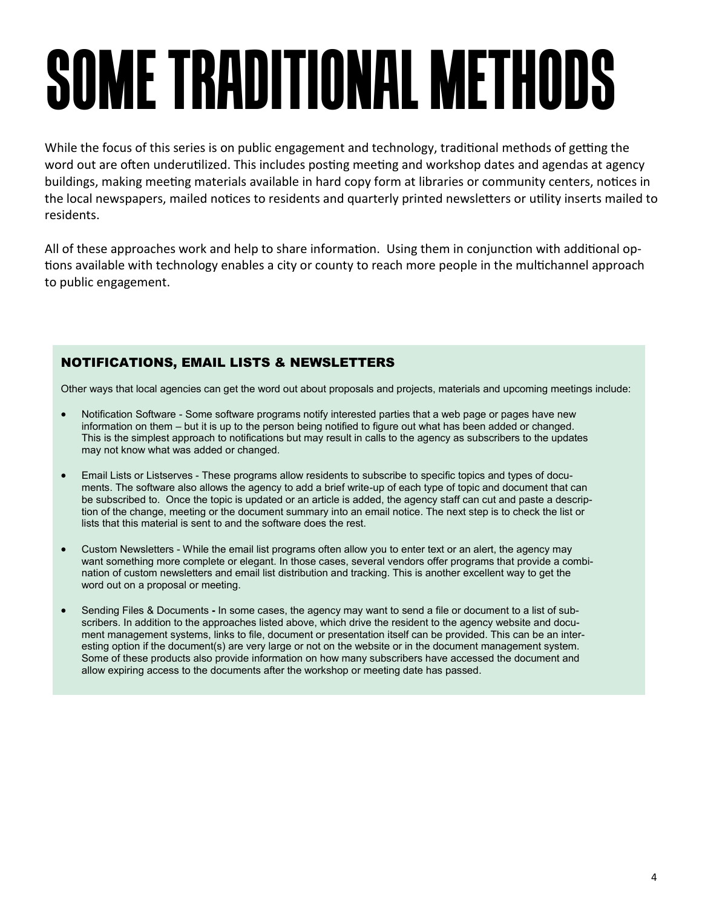# SOME TRADITIONAL METHODS

While the focus of this series is on public engagement and technology, traditional methods of getting the word out are often underutilized. This includes posting meeting and workshop dates and agendas at agency buildings, making meeting materials available in hard copy form at libraries or community centers, notices in the local newspapers, mailed notices to residents and quarterly printed newsletters or utility inserts mailed to residents.

All of these approaches work and help to share information. Using them in conjunction with additional options available with technology enables a city or county to reach more people in the multichannel approach to public engagement.

## NOTIFICATIONS, EMAIL LISTS & NEWSLETTERS

Other ways that local agencies can get the word out about proposals and projects, materials and upcoming meetings include:

- Notification Software - Some software programs notify interested parties that a web page or pages have new information on them – but it is up to the person being notified to figure out what has been added or changed. This is the simplest approach to notifications but may result in calls to the agency as subscribers to the updates may not know what was added or changed.

- Email Lists or Listserves - These programs allow residents to subscribe to specific topics and types of documents. The software also allows the agency to add a brief write-up of each type of topic and document that can be subscribed to. Once the topic is updated or an article is added, the agency staff can cut and paste a description of the change, meeting or the document summary into an email notice. The next step is to check the list or lists that this material is sent to and the software does the rest.

- Custom Newsletters - While the email list programs often allow you to enter text or an alert, the agency may want something more complete or elegant. In those cases, several vendors offer programs that provide a combination of custom newsletters and email list distribution and tracking. This is another excellent way to get the word out on a proposal or meeting.

- Sending Files & Documents **-** In some cases, the agency may want to send a file or document to a list of subscribers. In addition to the approaches listed above, which drive the resident to the agency website and document management systems, links to file, document or presentation itself can be provided. This can be an interesting option if the document(s) are very large or not on the website or in the document management system. Some of these products also provide information on how many subscribers have accessed the document and allow expiring access to the documents after the workshop or meeting date has passed.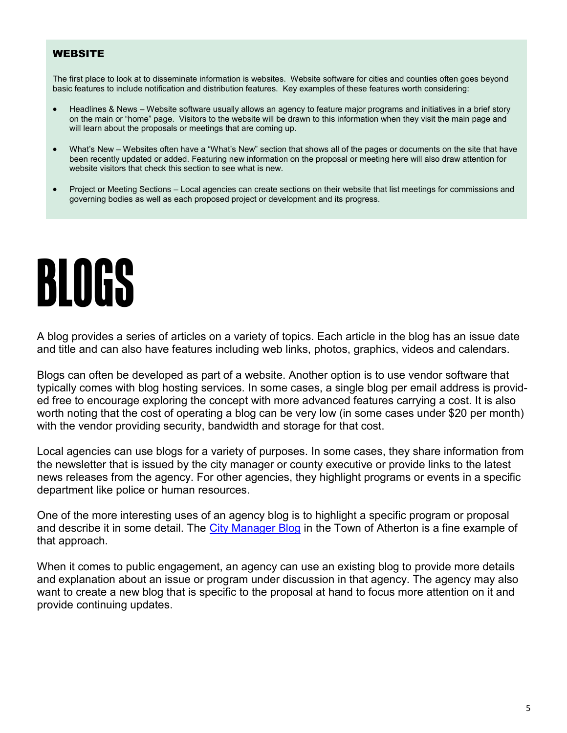### WEBSITE

The first place to look at to disseminate information is websites. Website software for cities and counties often goes beyond basic features to include notification and distribution features. Key examples of these features worth considering:

- Headlines & News – Website software usually allows an agency to feature major programs and initiatives in a brief story on the main or "home" page. Visitors to the website will be drawn to this information when they visit the main page and will learn about the proposals or meetings that are coming up.
- What's New – Websites often have a "What's New" section that shows all of the pages or documents on the site that have been recently updated or added. Featuring new information on the proposal or meeting here will also draw attention for website visitors that check this section to see what is new.
- Project or Meeting Sections – Local agencies can create sections on their website that list meetings for commissions and governing bodies as well as each proposed project or development and its progress.

# BLOGS

A blog provides a series of articles on a variety of topics. Each article in the blog has an issue date and title and can also have features including web links, photos, graphics, videos and calendars.

Blogs can often be developed as part of a website. Another option is to use vendor software that typically comes with blog hosting services. In some cases, a single blog per email address is provided free to encourage exploring the concept with more advanced features carrying a cost. It is also worth noting that the cost of operating a blog can be very low (in some cases under $20 per month) with the vendor providing security, bandwidth and storage for that cost.

Local agencies can use blogs for a variety of purposes. In some cases, they share information from the newsletter that is issued by the city manager or county executive or provide links to the latest news releases from the agency. For other agencies, they highlight programs or events in a specific department like police or human resources.

One of the more interesting uses of an agency blog is to highlight a specific program or proposal and describe it in some detail. The City Manager Blog in the Town of Atherton is a fine example of that approach.

When it comes to public engagement, an agency can use an existing blog to provide more details and explanation about an issue or program under discussion in that agency. The agency may also want to create a new blog that is specific to the proposal at hand to focus more attention on it and provide continuing updates.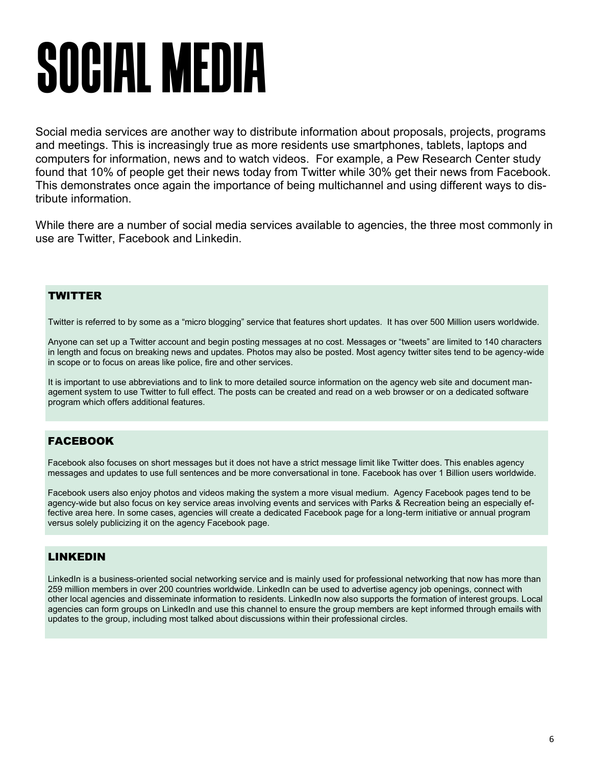# SOCIAL MEDIA

Social media services are another way to distribute information about proposals, projects, programs and meetings. This is increasingly true as more residents use smartphones, tablets, laptops and computers for information, news and to watch videos. For example, a Pew Research Center study found that 10% of people get their news today from Twitter while 30% get their news from Facebook. This demonstrates once again the importance of being multichannel and using different ways to distribute information.

While there are a number of social media services available to agencies, the three most commonly in use are Twitter, Facebook and Linkedin.

## TWITTER

Twitter is referred to by some as a "micro blogging" service that features short updates. It has over 500 Million users worldwide.

Anyone can set up a Twitter account and begin posting messages at no cost. Messages or "tweets" are limited to 140 characters in length and focus on breaking news and updates. Photos may also be posted. Most agency twitter sites tend to be agency-wide in scope or to focus on areas like police, fire and other services.

It is important to use abbreviations and to link to more detailed source information on the agency web site and document management system to use Twitter to full effect. The posts can be created and read on a web browser or on a dedicated software program which offers additional features.

## FACEBOOK

Facebook also focuses on short messages but it does not have a strict message limit like Twitter does. This enables agency messages and updates to use full sentences and be more conversational in tone. Facebook has over 1 Billion users worldwide.

Facebook users also enjoy photos and videos making the system a more visual medium. Agency Facebook pages tend to be agency-wide but also focus on key service areas involving events and services with Parks & Recreation being an especially effective area here. In some cases, agencies will create a dedicated Facebook page for a long-term initiative or annual program versus solely publicizing it on the agency Facebook page.

## LINKEDIN

LinkedIn is a business-oriented social networking service and is mainly used for professional networking that now has more than 259 million members in over 200 countries worldwide. LinkedIn can be used to advertise agency job openings, connect with other local agencies and disseminate information to residents. LinkedIn now also supports the formation of interest groups. Local agencies can form groups on LinkedIn and use this channel to ensure the group members are kept informed through emails with updates to the group, including most talked about discussions within their professional circles.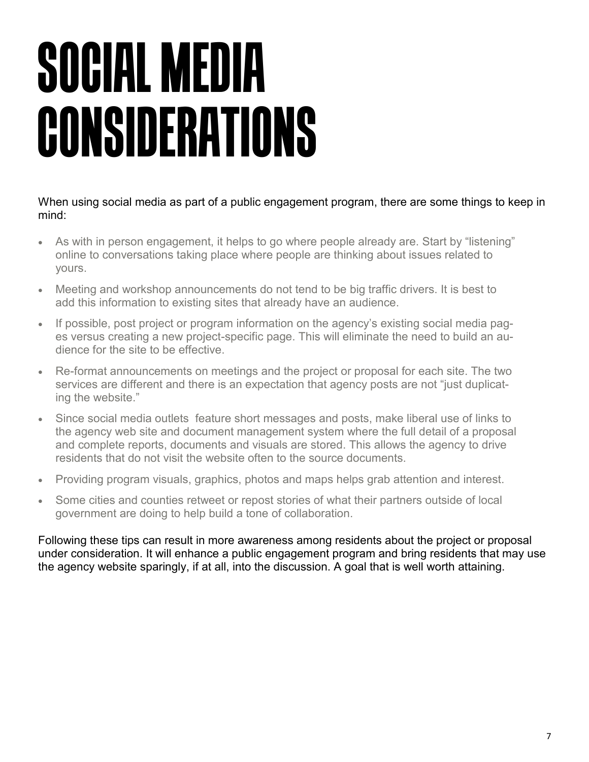# SOCIAL MEDIA CONSIDERATIONS

When using social media as part of a public engagement program, there are some things to keep in mind:

- As with in person engagement, it helps to go where people already are. Start by "listening" online to conversations taking place where people are thinking about issues related to yours.
- Meeting and workshop announcements do not tend to be big traffic drivers. It is best to add this information to existing sites that already have an audience.
- If possible, post project or program information on the agency's existing social media pages versus creating a new project-specific page. This will eliminate the need to build an audience for the site to be effective.
- Re-format announcements on meetings and the project or proposal for each site. The two services are different and there is an expectation that agency posts are not "just duplicating the website."
- Since social media outlets feature short messages and posts, make liberal use of links to the agency web site and document management system where the full detail of a proposal and complete reports, documents and visuals are stored. This allows the agency to drive residents that do not visit the website often to the source documents.
- Providing program visuals, graphics, photos and maps helps grab attention and interest.
- Some cities and counties retweet or repost stories of what their partners outside of local government are doing to help build a tone of collaboration.

Following these tips can result in more awareness among residents about the project or proposal under consideration. It will enhance a public engagement program and bring residents that may use the agency website sparingly, if at all, into the discussion. A goal that is well worth attaining.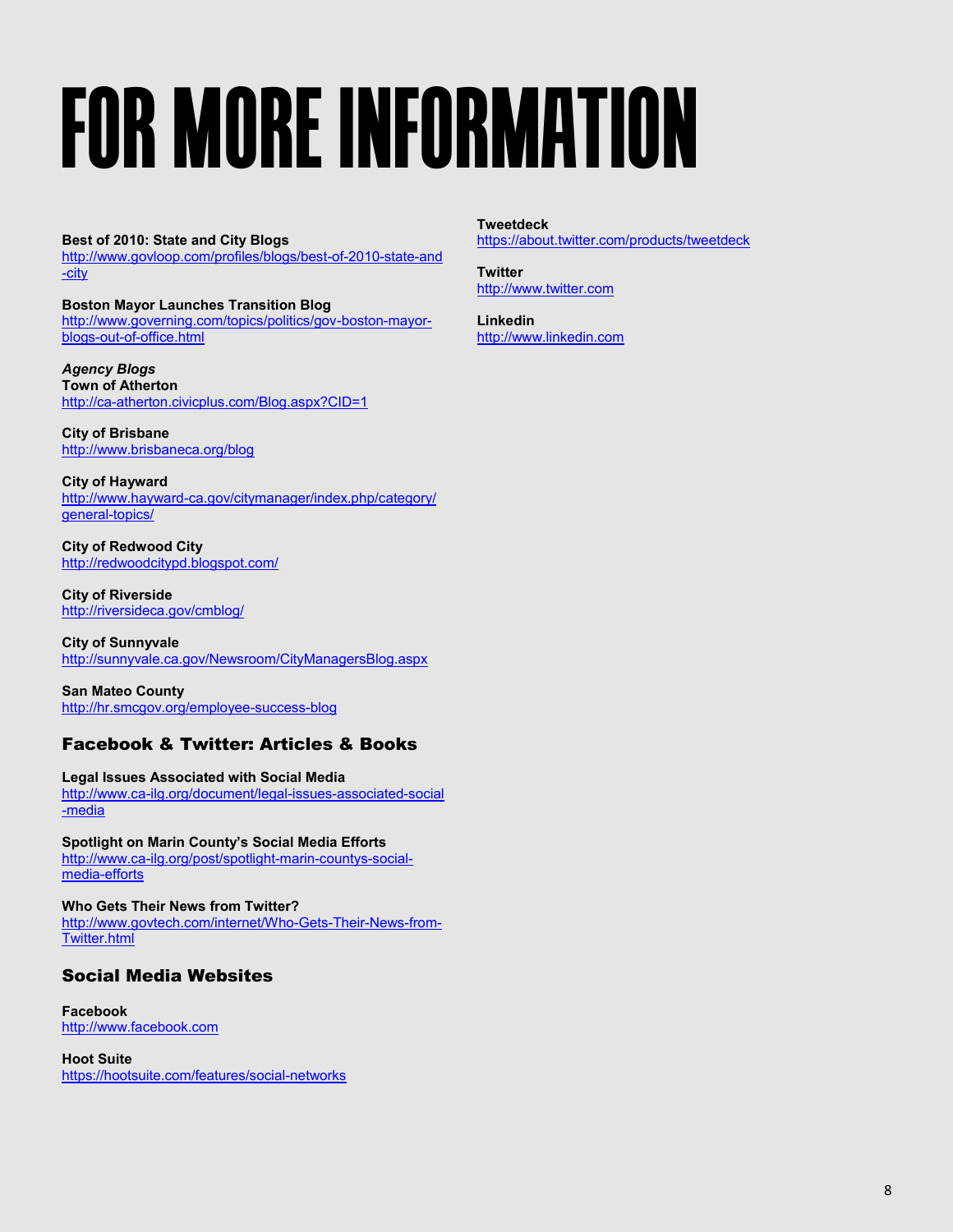# FOR MORE INFORMATION

**Best of 2010: State and City Blogs**
http://www.govloop.com/profiles/blogs/best-of-2010-state-and-city

**Boston Mayor Launches Transition Blog**
http://www.governing.com/topics/politics/gov-boston-mayor-blogs-out-of-office.html

***Agency Blogs***
**Town of Atherton**
http://ca-atherton.civicplus.com/Blog.aspx?CID=1

**City of Brisbane**
http://www.brisbaneca.org/blog

**City of Hayward**
http://www.hayward-ca.gov/citymanager/index.php/category/general-topics/

**City of Redwood City**
http://redwoodcitypd.blogspot.com/

**City of Riverside**
http://riversideca.gov/cmblog/

**City of Sunnyvale**
http://sunnyvale.ca.gov/Newsroom/CityManagersBlog.aspx

**San Mateo County**
http://hr.smcgov.org/employee-success-blog

## Facebook & Twitter: Articles & Books

**Legal Issues Associated with Social Media**
http://www.ca-ilg.org/document/legal-issues-associated-social-media

**Spotlight on Marin County's Social Media Efforts**
http://www.ca-ilg.org/post/spotlight-marin-countys-social-media-efforts

**Who Gets Their News from Twitter?**
http://www.govtech.com/internet/Who-Gets-Their-News-from-Twitter.html

## Social Media Websites

**Facebook**
http://www.facebook.com

**Hoot Suite**
https://hootsuite.com/features/social-networks

**Tweetdeck**
https://about.twitter.com/products/tweetdeck

**Twitter**
http://www.twitter.com

**Linkedin**
http://www.linkedin.com